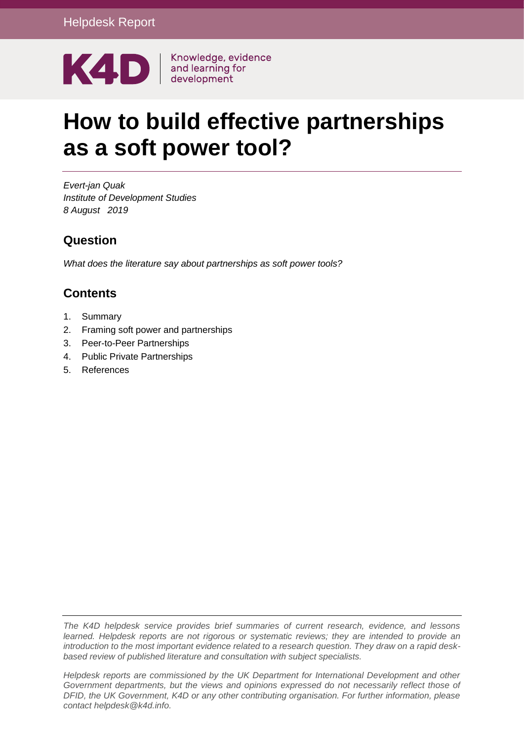Helpdesk Report

K4D | Knowledge, evidence and learning for development

# How to build effective partnerships as a soft power tool?

*Evert-jan Quak*
*Institute of Development Studies*
*8 August 2019*

## Question

*What does the literature say about partnerships as soft power tools?*

## Contents

1. Summary
2. Framing soft power and partnerships
3. Peer-to-Peer Partnerships
4. Public Private Partnerships
5. References

*The K4D helpdesk service provides brief summaries of current research, evidence, and lessons learned. Helpdesk reports are not rigorous or systematic reviews; they are intended to provide an introduction to the most important evidence related to a research question. They draw on a rapid desk-based review of published literature and consultation with subject specialists.*

*Helpdesk reports are commissioned by the UK Department for International Development and other Government departments, but the views and opinions expressed do not necessarily reflect those of DFID, the UK Government, K4D or any other contributing organisation. For further information, please contact helpdesk@k4d.info.*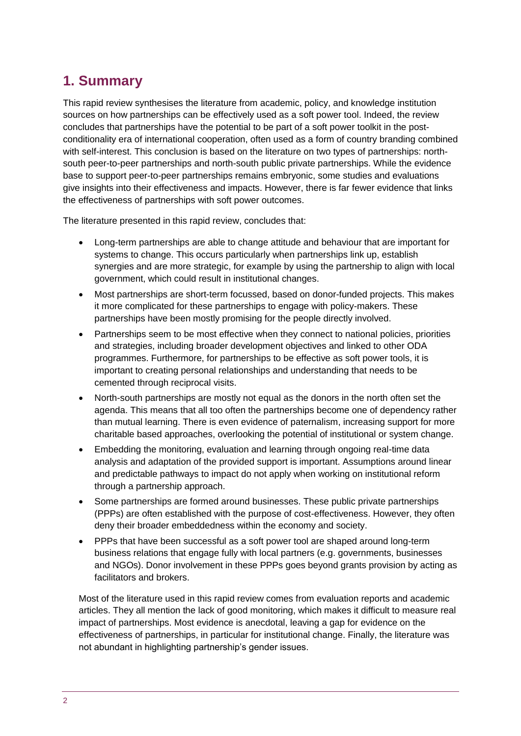# 1. Summary

This rapid review synthesises the literature from academic, policy, and knowledge institution sources on how partnerships can be effectively used as a soft power tool. Indeed, the review concludes that partnerships have the potential to be part of a soft power toolkit in the post-conditionality era of international cooperation, often used as a form of country branding combined with self-interest. This conclusion is based on the literature on two types of partnerships: north-south peer-to-peer partnerships and north-south public private partnerships. While the evidence base to support peer-to-peer partnerships remains embryonic, some studies and evaluations give insights into their effectiveness and impacts. However, there is far fewer evidence that links the effectiveness of partnerships with soft power outcomes.

The literature presented in this rapid review, concludes that:

- Long-term partnerships are able to change attitude and behaviour that are important for systems to change. This occurs particularly when partnerships link up, establish synergies and are more strategic, for example by using the partnership to align with local government, which could result in institutional changes.
- Most partnerships are short-term focussed, based on donor-funded projects. This makes it more complicated for these partnerships to engage with policy-makers. These partnerships have been mostly promising for the people directly involved.
- Partnerships seem to be most effective when they connect to national policies, priorities and strategies, including broader development objectives and linked to other ODA programmes. Furthermore, for partnerships to be effective as soft power tools, it is important to creating personal relationships and understanding that needs to be cemented through reciprocal visits.
- North-south partnerships are mostly not equal as the donors in the north often set the agenda. This means that all too often the partnerships become one of dependency rather than mutual learning. There is even evidence of paternalism, increasing support for more charitable based approaches, overlooking the potential of institutional or system change.
- Embedding the monitoring, evaluation and learning through ongoing real-time data analysis and adaptation of the provided support is important. Assumptions around linear and predictable pathways to impact do not apply when working on institutional reform through a partnership approach.
- Some partnerships are formed around businesses. These public private partnerships (PPPs) are often established with the purpose of cost-effectiveness. However, they often deny their broader embeddedness within the economy and society.
- PPPs that have been successful as a soft power tool are shaped around long-term business relations that engage fully with local partners (e.g. governments, businesses and NGOs). Donor involvement in these PPPs goes beyond grants provision by acting as facilitators and brokers.

Most of the literature used in this rapid review comes from evaluation reports and academic articles. They all mention the lack of good monitoring, which makes it difficult to measure real impact of partnerships. Most evidence is anecdotal, leaving a gap for evidence on the effectiveness of partnerships, in particular for institutional change. Finally, the literature was not abundant in highlighting partnership's gender issues.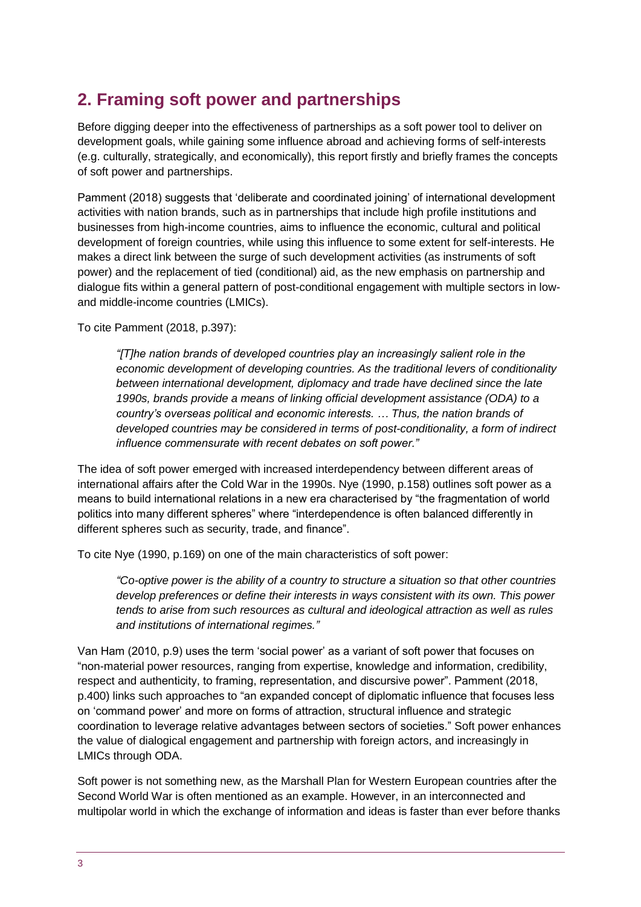## 2. Framing soft power and partnerships

Before digging deeper into the effectiveness of partnerships as a soft power tool to deliver on development goals, while gaining some influence abroad and achieving forms of self-interests (e.g. culturally, strategically, and economically), this report firstly and briefly frames the concepts of soft power and partnerships.

Pamment (2018) suggests that 'deliberate and coordinated joining' of international development activities with nation brands, such as in partnerships that include high profile institutions and businesses from high-income countries, aims to influence the economic, cultural and political development of foreign countries, while using this influence to some extent for self-interests. He makes a direct link between the surge of such development activities (as instruments of soft power) and the replacement of tied (conditional) aid, as the new emphasis on partnership and dialogue fits within a general pattern of post-conditional engagement with multiple sectors in low- and middle-income countries (LMICs).

To cite Pamment (2018, p.397):

> *"[T]he nation brands of developed countries play an increasingly salient role in the economic development of developing countries. As the traditional levers of conditionality between international development, diplomacy and trade have declined since the late 1990s, brands provide a means of linking official development assistance (ODA) to a country's overseas political and economic interests. … Thus, the nation brands of developed countries may be considered in terms of post-conditionality, a form of indirect influence commensurate with recent debates on soft power."*

The idea of soft power emerged with increased interdependency between different areas of international affairs after the Cold War in the 1990s. Nye (1990, p.158) outlines soft power as a means to build international relations in a new era characterised by "the fragmentation of world politics into many different spheres" where "interdependence is often balanced differently in different spheres such as security, trade, and finance".

To cite Nye (1990, p.169) on one of the main characteristics of soft power:

> *"Co-optive power is the ability of a country to structure a situation so that other countries develop preferences or define their interests in ways consistent with its own. This power tends to arise from such resources as cultural and ideological attraction as well as rules and institutions of international regimes."*

Van Ham (2010, p.9) uses the term 'social power' as a variant of soft power that focuses on "non-material power resources, ranging from expertise, knowledge and information, credibility, respect and authenticity, to framing, representation, and discursive power". Pamment (2018, p.400) links such approaches to "an expanded concept of diplomatic influence that focuses less on 'command power' and more on forms of attraction, structural influence and strategic coordination to leverage relative advantages between sectors of societies." Soft power enhances the value of dialogical engagement and partnership with foreign actors, and increasingly in LMICs through ODA.

Soft power is not something new, as the Marshall Plan for Western European countries after the Second World War is often mentioned as an example. However, in an interconnected and multipolar world in which the exchange of information and ideas is faster than ever before thanks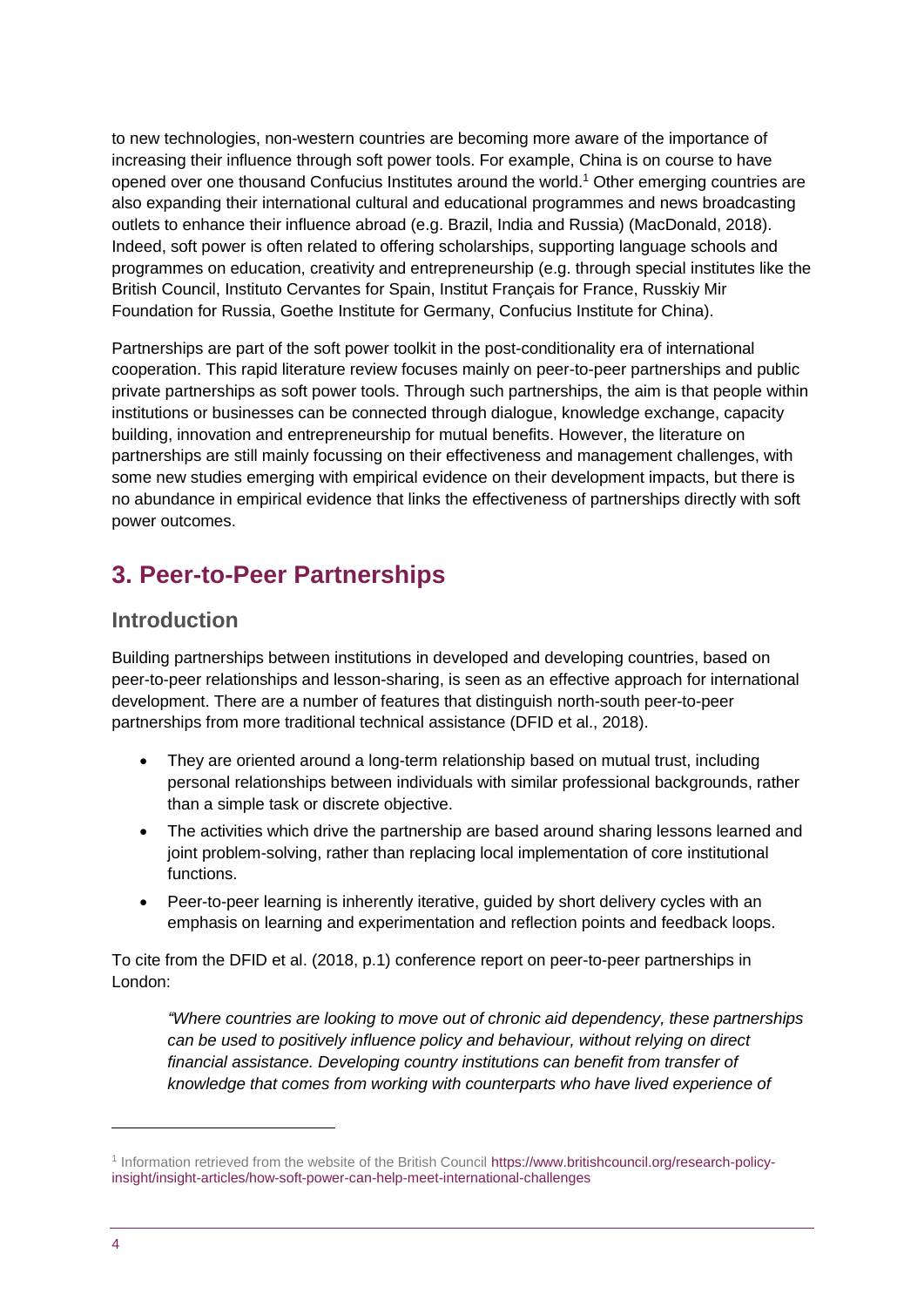to new technologies, non-western countries are becoming more aware of the importance of increasing their influence through soft power tools. For example, China is on course to have opened over one thousand Confucius Institutes around the world.[1] Other emerging countries are also expanding their international cultural and educational programmes and news broadcasting outlets to enhance their influence abroad (e.g. Brazil, India and Russia) (MacDonald, 2018). Indeed, soft power is often related to offering scholarships, supporting language schools and programmes on education, creativity and entrepreneurship (e.g. through special institutes like the British Council, Instituto Cervantes for Spain, Institut Français for France, Russkiy Mir Foundation for Russia, Goethe Institute for Germany, Confucius Institute for China).

Partnerships are part of the soft power toolkit in the post-conditionality era of international cooperation. This rapid literature review focuses mainly on peer-to-peer partnerships and public private partnerships as soft power tools. Through such partnerships, the aim is that people within institutions or businesses can be connected through dialogue, knowledge exchange, capacity building, innovation and entrepreneurship for mutual benefits. However, the literature on partnerships are still mainly focussing on their effectiveness and management challenges, with some new studies emerging with empirical evidence on their development impacts, but there is no abundance in empirical evidence that links the effectiveness of partnerships directly with soft power outcomes.

# 3. Peer-to-Peer Partnerships

## Introduction

Building partnerships between institutions in developed and developing countries, based on peer-to-peer relationships and lesson-sharing, is seen as an effective approach for international development. There are a number of features that distinguish north-south peer-to-peer partnerships from more traditional technical assistance (DFID et al., 2018).

- They are oriented around a long-term relationship based on mutual trust, including personal relationships between individuals with similar professional backgrounds, rather than a simple task or discrete objective.
- The activities which drive the partnership are based around sharing lessons learned and joint problem-solving, rather than replacing local implementation of core institutional functions.
- Peer-to-peer learning is inherently iterative, guided by short delivery cycles with an emphasis on learning and experimentation and reflection points and feedback loops.

To cite from the DFID et al. (2018, p.1) conference report on peer-to-peer partnerships in London:

> *"Where countries are looking to move out of chronic aid dependency, these partnerships can be used to positively influence policy and behaviour, without relying on direct financial assistance. Developing country institutions can benefit from transfer of knowledge that comes from working with counterparts who have lived experience of*

[1] Information retrieved from the website of the British Council https://www.britishcouncil.org/research-policy-insight/insight-articles/how-soft-power-can-help-meet-international-challenges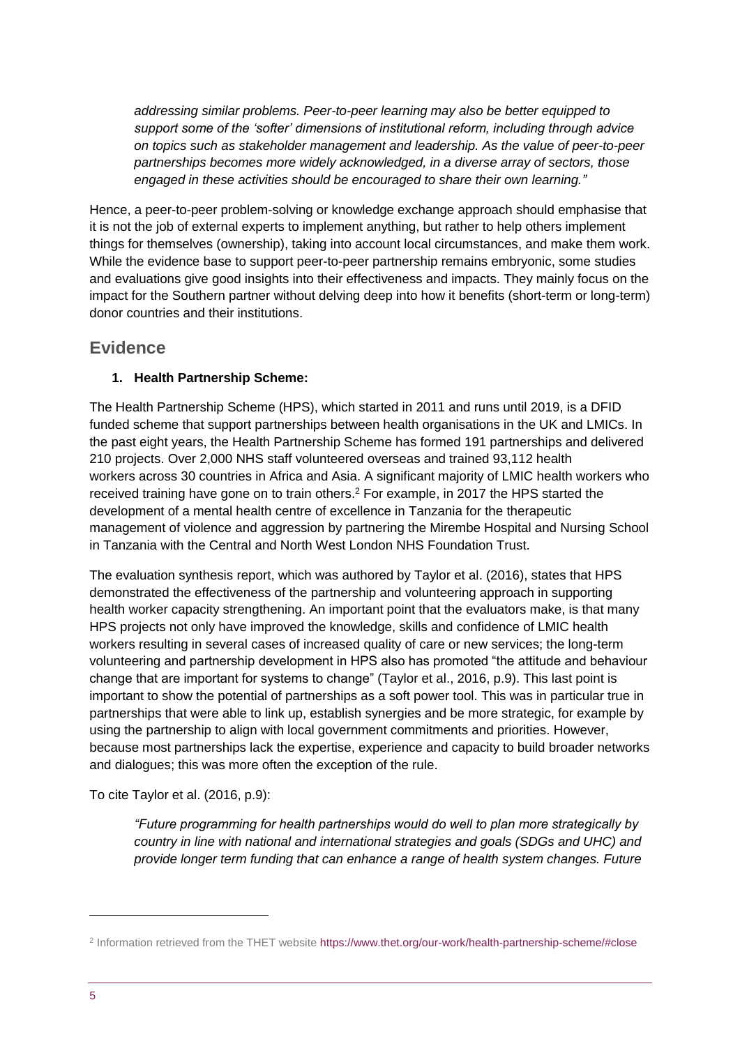*addressing similar problems. Peer-to-peer learning may also be better equipped to support some of the 'softer' dimensions of institutional reform, including through advice on topics such as stakeholder management and leadership. As the value of peer-to-peer partnerships becomes more widely acknowledged, in a diverse array of sectors, those engaged in these activities should be encouraged to share their own learning."*

Hence, a peer-to-peer problem-solving or knowledge exchange approach should emphasise that it is not the job of external experts to implement anything, but rather to help others implement things for themselves (ownership), taking into account local circumstances, and make them work. While the evidence base to support peer-to-peer partnership remains embryonic, some studies and evaluations give good insights into their effectiveness and impacts. They mainly focus on the impact for the Southern partner without delving deep into how it benefits (short-term or long-term) donor countries and their institutions.

## Evidence

**1. Health Partnership Scheme:**

The Health Partnership Scheme (HPS), which started in 2011 and runs until 2019, is a DFID funded scheme that support partnerships between health organisations in the UK and LMICs. In the past eight years, the Health Partnership Scheme has formed 191 partnerships and delivered 210 projects. Over 2,000 NHS staff volunteered overseas and trained 93,112 health workers across 30 countries in Africa and Asia. A significant majority of LMIC health workers who received training have gone on to train others.[2] For example, in 2017 the HPS started the development of a mental health centre of excellence in Tanzania for the therapeutic management of violence and aggression by partnering the Mirembe Hospital and Nursing School in Tanzania with the Central and North West London NHS Foundation Trust.

The evaluation synthesis report, which was authored by Taylor et al. (2016), states that HPS demonstrated the effectiveness of the partnership and volunteering approach in supporting health worker capacity strengthening. An important point that the evaluators make, is that many HPS projects not only have improved the knowledge, skills and confidence of LMIC health workers resulting in several cases of increased quality of care or new services; the long-term volunteering and partnership development in HPS also has promoted "the attitude and behaviour change that are important for systems to change" (Taylor et al., 2016, p.9). This last point is important to show the potential of partnerships as a soft power tool. This was in particular true in partnerships that were able to link up, establish synergies and be more strategic, for example by using the partnership to align with local government commitments and priorities. However, because most partnerships lack the expertise, experience and capacity to build broader networks and dialogues; this was more often the exception of the rule.

To cite Taylor et al. (2016, p.9):

*"Future programming for health partnerships would do well to plan more strategically by country in line with national and international strategies and goals (SDGs and UHC) and provide longer term funding that can enhance a range of health system changes. Future*

[2] Information retrieved from the THET website https://www.thet.org/our-work/health-partnership-scheme/#close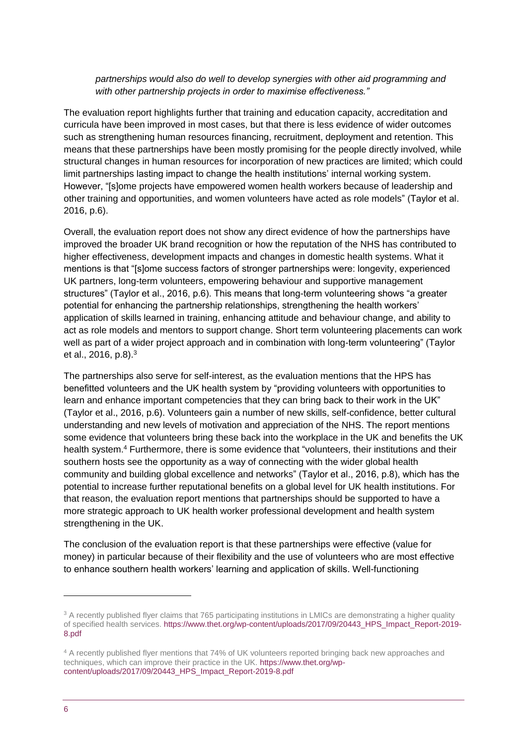*partnerships would also do well to develop synergies with other aid programming and with other partnership projects in order to maximise effectiveness."*

The evaluation report highlights further that training and education capacity, accreditation and curricula have been improved in most cases, but that there is less evidence of wider outcomes such as strengthening human resources financing, recruitment, deployment and retention. This means that these partnerships have been mostly promising for the people directly involved, while structural changes in human resources for incorporation of new practices are limited; which could limit partnerships lasting impact to change the health institutions' internal working system. However, "[s]ome projects have empowered women health workers because of leadership and other training and opportunities, and women volunteers have acted as role models" (Taylor et al. 2016, p.6).

Overall, the evaluation report does not show any direct evidence of how the partnerships have improved the broader UK brand recognition or how the reputation of the NHS has contributed to higher effectiveness, development impacts and changes in domestic health systems. What it mentions is that "[s]ome success factors of stronger partnerships were: longevity, experienced UK partners, long-term volunteers, empowering behaviour and supportive management structures" (Taylor et al., 2016, p.6). This means that long-term volunteering shows "a greater potential for enhancing the partnership relationships, strengthening the health workers' application of skills learned in training, enhancing attitude and behaviour change, and ability to act as role models and mentors to support change. Short term volunteering placements can work well as part of a wider project approach and in combination with long-term volunteering" (Taylor et al., 2016, p.8).[3]

The partnerships also serve for self-interest, as the evaluation mentions that the HPS has benefitted volunteers and the UK health system by "providing volunteers with opportunities to learn and enhance important competencies that they can bring back to their work in the UK" (Taylor et al., 2016, p.6). Volunteers gain a number of new skills, self-confidence, better cultural understanding and new levels of motivation and appreciation of the NHS. The report mentions some evidence that volunteers bring these back into the workplace in the UK and benefits the UK health system.[4] Furthermore, there is some evidence that "volunteers, their institutions and their southern hosts see the opportunity as a way of connecting with the wider global health community and building global excellence and networks" (Taylor et al., 2016, p.8), which has the potential to increase further reputational benefits on a global level for UK health institutions. For that reason, the evaluation report mentions that partnerships should be supported to have a more strategic approach to UK health worker professional development and health system strengthening in the UK.

The conclusion of the evaluation report is that these partnerships were effective (value for money) in particular because of their flexibility and the use of volunteers who are most effective to enhance southern health workers' learning and application of skills. Well-functioning

---

[3] A recently published flyer claims that 765 participating institutions in LMICs are demonstrating a higher quality of specified health services. https://www.thet.org/wp-content/uploads/2017/09/20443_HPS_Impact_Report-2019-8.pdf

[4] A recently published flyer mentions that 74% of UK volunteers reported bringing back new approaches and techniques, which can improve their practice in the UK. https://www.thet.org/wp-content/uploads/2017/09/20443_HPS_Impact_Report-2019-8.pdf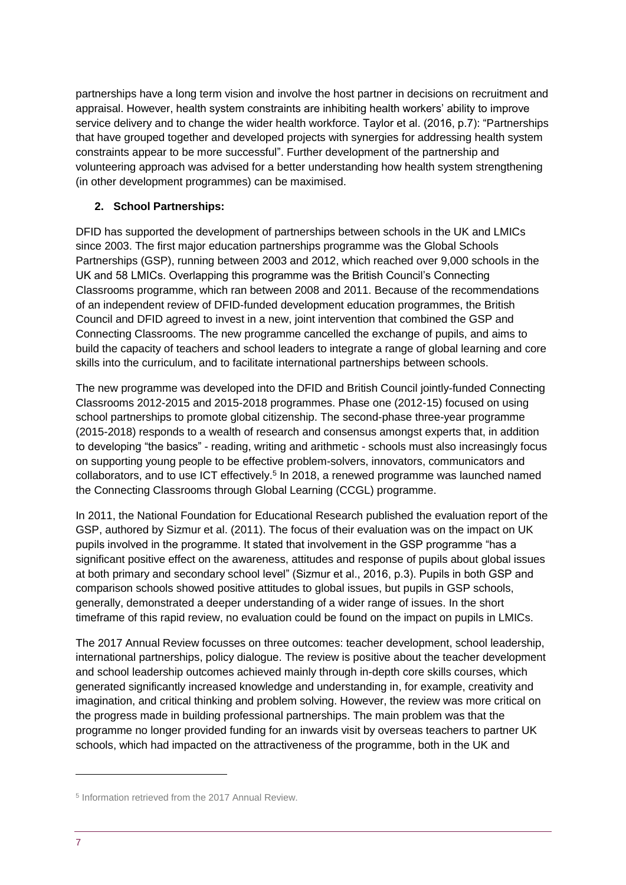partnerships have a long term vision and involve the host partner in decisions on recruitment and appraisal. However, health system constraints are inhibiting health workers' ability to improve service delivery and to change the wider health workforce. Taylor et al. (2016, p.7): "Partnerships that have grouped together and developed projects with synergies for addressing health system constraints appear to be more successful". Further development of the partnership and volunteering approach was advised for a better understanding how health system strengthening (in other development programmes) can be maximised.

**2. School Partnerships:**

DFID has supported the development of partnerships between schools in the UK and LMICs since 2003. The first major education partnerships programme was the Global Schools Partnerships (GSP), running between 2003 and 2012, which reached over 9,000 schools in the UK and 58 LMICs. Overlapping this programme was the British Council's Connecting Classrooms programme, which ran between 2008 and 2011. Because of the recommendations of an independent review of DFID-funded development education programmes, the British Council and DFID agreed to invest in a new, joint intervention that combined the GSP and Connecting Classrooms. The new programme cancelled the exchange of pupils, and aims to build the capacity of teachers and school leaders to integrate a range of global learning and core skills into the curriculum, and to facilitate international partnerships between schools.

The new programme was developed into the DFID and British Council jointly-funded Connecting Classrooms 2012-2015 and 2015-2018 programmes. Phase one (2012-15) focused on using school partnerships to promote global citizenship. The second-phase three-year programme (2015-2018) responds to a wealth of research and consensus amongst experts that, in addition to developing "the basics" - reading, writing and arithmetic - schools must also increasingly focus on supporting young people to be effective problem-solvers, innovators, communicators and collaborators, and to use ICT effectively.[5] In 2018, a renewed programme was launched named the Connecting Classrooms through Global Learning (CCGL) programme.

In 2011, the National Foundation for Educational Research published the evaluation report of the GSP, authored by Sizmur et al. (2011). The focus of their evaluation was on the impact on UK pupils involved in the programme. It stated that involvement in the GSP programme "has a significant positive effect on the awareness, attitudes and response of pupils about global issues at both primary and secondary school level" (Sizmur et al., 2016, p.3). Pupils in both GSP and comparison schools showed positive attitudes to global issues, but pupils in GSP schools, generally, demonstrated a deeper understanding of a wider range of issues. In the short timeframe of this rapid review, no evaluation could be found on the impact on pupils in LMICs.

The 2017 Annual Review focusses on three outcomes: teacher development, school leadership, international partnerships, policy dialogue. The review is positive about the teacher development and school leadership outcomes achieved mainly through in-depth core skills courses, which generated significantly increased knowledge and understanding in, for example, creativity and imagination, and critical thinking and problem solving. However, the review was more critical on the progress made in building professional partnerships. The main problem was that the programme no longer provided funding for an inwards visit by overseas teachers to partner UK schools, which had impacted on the attractiveness of the programme, both in the UK and

[5] Information retrieved from the 2017 Annual Review.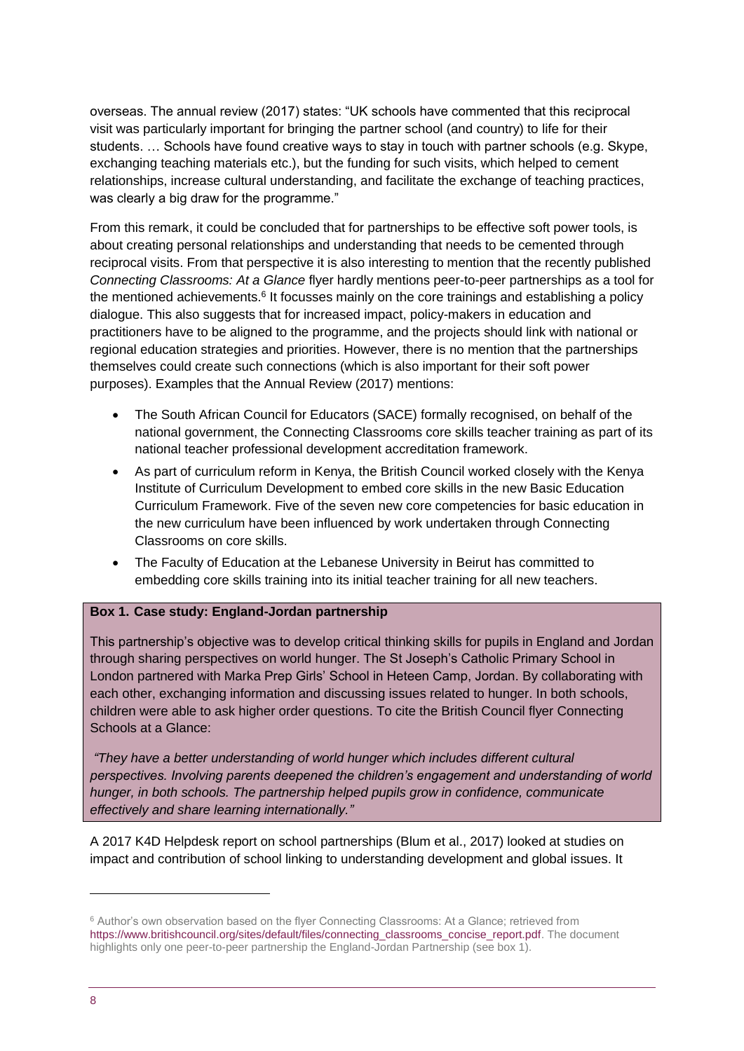overseas. The annual review (2017) states: "UK schools have commented that this reciprocal visit was particularly important for bringing the partner school (and country) to life for their students. … Schools have found creative ways to stay in touch with partner schools (e.g. Skype, exchanging teaching materials etc.), but the funding for such visits, which helped to cement relationships, increase cultural understanding, and facilitate the exchange of teaching practices, was clearly a big draw for the programme."

From this remark, it could be concluded that for partnerships to be effective soft power tools, is about creating personal relationships and understanding that needs to be cemented through reciprocal visits. From that perspective it is also interesting to mention that the recently published *Connecting Classrooms: At a Glance* flyer hardly mentions peer-to-peer partnerships as a tool for the mentioned achievements.[6] It focusses mainly on the core trainings and establishing a policy dialogue. This also suggests that for increased impact, policy-makers in education and practitioners have to be aligned to the programme, and the projects should link with national or regional education strategies and priorities. However, there is no mention that the partnerships themselves could create such connections (which is also important for their soft power purposes). Examples that the Annual Review (2017) mentions:

- The South African Council for Educators (SACE) formally recognised, on behalf of the national government, the Connecting Classrooms core skills teacher training as part of its national teacher professional development accreditation framework.
- As part of curriculum reform in Kenya, the British Council worked closely with the Kenya Institute of Curriculum Development to embed core skills in the new Basic Education Curriculum Framework. Five of the seven new core competencies for basic education in the new curriculum have been influenced by work undertaken through Connecting Classrooms on core skills.
- The Faculty of Education at the Lebanese University in Beirut has committed to embedding core skills training into its initial teacher training for all new teachers.

**Box 1. Case study: England-Jordan partnership**

This partnership's objective was to develop critical thinking skills for pupils in England and Jordan through sharing perspectives on world hunger. The St Joseph's Catholic Primary School in London partnered with Marka Prep Girls' School in Heteen Camp, Jordan. By collaborating with each other, exchanging information and discussing issues related to hunger. In both schools, children were able to ask higher order questions. To cite the British Council flyer Connecting Schools at a Glance:

*"They have a better understanding of world hunger which includes different cultural perspectives. Involving parents deepened the children's engagement and understanding of world hunger, in both schools. The partnership helped pupils grow in confidence, communicate effectively and share learning internationally."*

A 2017 K4D Helpdesk report on school partnerships (Blum et al., 2017) looked at studies on impact and contribution of school linking to understanding development and global issues. It

[6] Author's own observation based on the flyer Connecting Classrooms: At a Glance; retrieved from https://www.britishcouncil.org/sites/default/files/connecting_classrooms_concise_report.pdf. The document highlights only one peer-to-peer partnership the England-Jordan Partnership (see box 1).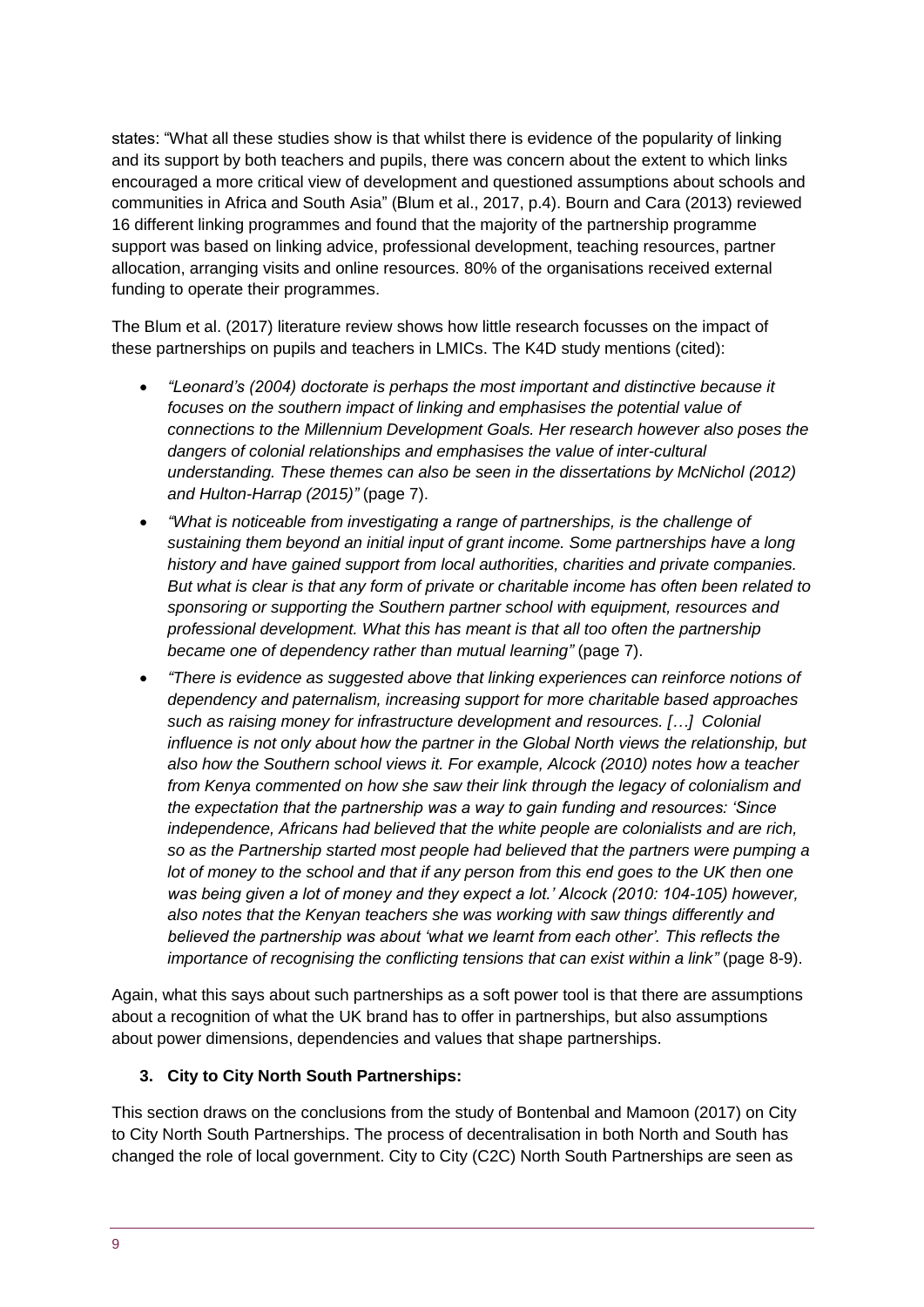states: “What all these studies show is that whilst there is evidence of the popularity of linking and its support by both teachers and pupils, there was concern about the extent to which links encouraged a more critical view of development and questioned assumptions about schools and communities in Africa and South Asia” (Blum et al., 2017, p.4). Bourn and Cara (2013) reviewed 16 different linking programmes and found that the majority of the partnership programme support was based on linking advice, professional development, teaching resources, partner allocation, arranging visits and online resources. 80% of the organisations received external funding to operate their programmes.

The Blum et al. (2017) literature review shows how little research focusses on the impact of these partnerships on pupils and teachers in LMICs. The K4D study mentions (cited):

- *“Leonard’s (2004) doctorate is perhaps the most important and distinctive because it focuses on the southern impact of linking and emphasises the potential value of connections to the Millennium Development Goals. Her research however also poses the dangers of colonial relationships and emphasises the value of inter-cultural understanding. These themes can also be seen in the dissertations by McNichol (2012) and Hulton-Harrap (2015)”* (page 7).
- *“What is noticeable from investigating a range of partnerships, is the challenge of sustaining them beyond an initial input of grant income. Some partnerships have a long history and have gained support from local authorities, charities and private companies. But what is clear is that any form of private or charitable income has often been related to sponsoring or supporting the Southern partner school with equipment, resources and professional development. What this has meant is that all too often the partnership became one of dependency rather than mutual learning”* (page 7).
- *“There is evidence as suggested above that linking experiences can reinforce notions of dependency and paternalism, increasing support for more charitable based approaches such as raising money for infrastructure development and resources. […] Colonial influence is not only about how the partner in the Global North views the relationship, but also how the Southern school views it. For example, Alcock (2010) notes how a teacher from Kenya commented on how she saw their link through the legacy of colonialism and the expectation that the partnership was a way to gain funding and resources: ‘Since independence, Africans had believed that the white people are colonialists and are rich, so as the Partnership started most people had believed that the partners were pumping a lot of money to the school and that if any person from this end goes to the UK then one was being given a lot of money and they expect a lot.’ Alcock (2010: 104-105) however, also notes that the Kenyan teachers she was working with saw things differently and believed the partnership was about ‘what we learnt from each other’. This reflects the importance of recognising the conflicting tensions that can exist within a link”* (page 8-9).

Again, what this says about such partnerships as a soft power tool is that there are assumptions about a recognition of what the UK brand has to offer in partnerships, but also assumptions about power dimensions, dependencies and values that shape partnerships.

### 3. City to City North South Partnerships:

This section draws on the conclusions from the study of Bontenbal and Mamoon (2017) on City to City North South Partnerships. The process of decentralisation in both North and South has changed the role of local government. City to City (C2C) North South Partnerships are seen as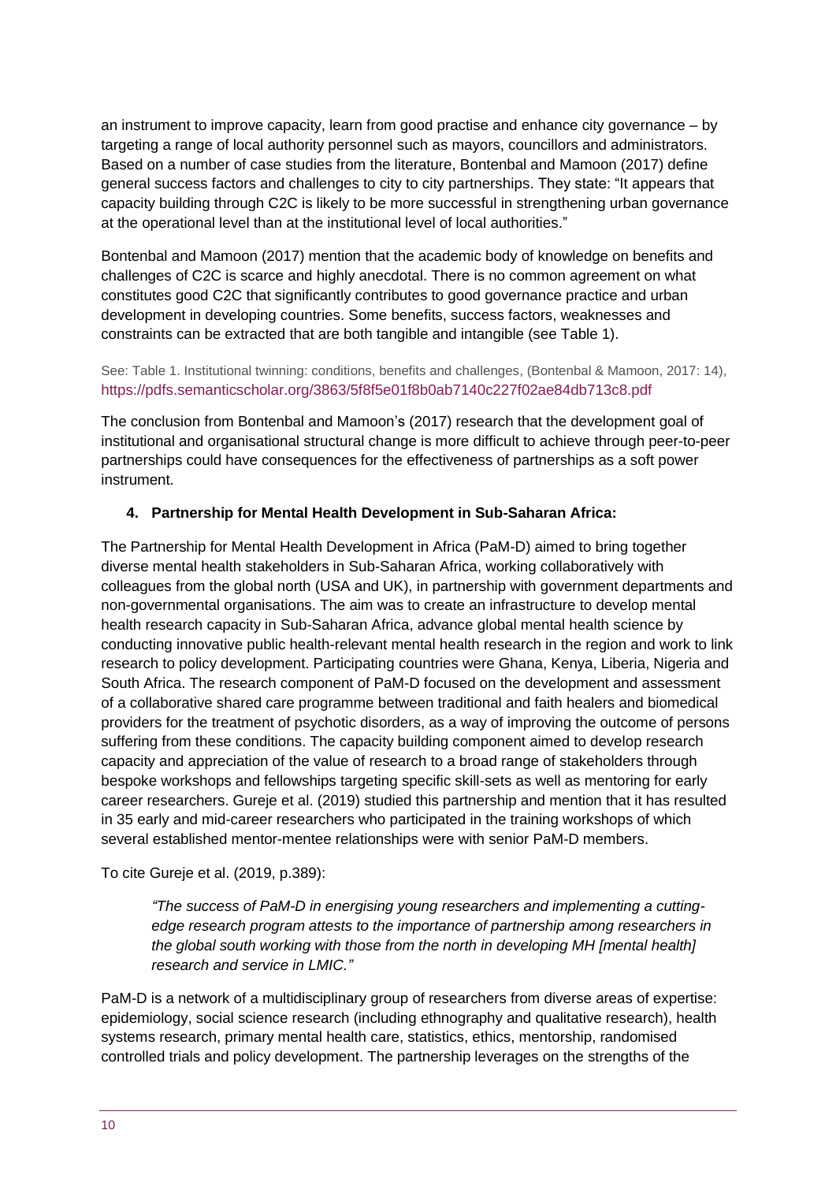an instrument to improve capacity, learn from good practise and enhance city governance – by targeting a range of local authority personnel such as mayors, councillors and administrators. Based on a number of case studies from the literature, Bontenbal and Mamoon (2017) define general success factors and challenges to city to city partnerships. They state: "It appears that capacity building through C2C is likely to be more successful in strengthening urban governance at the operational level than at the institutional level of local authorities."

Bontenbal and Mamoon (2017) mention that the academic body of knowledge on benefits and challenges of C2C is scarce and highly anecdotal. There is no common agreement on what constitutes good C2C that significantly contributes to good governance practice and urban development in developing countries. Some benefits, success factors, weaknesses and constraints can be extracted that are both tangible and intangible (see Table 1).

See: Table 1. Institutional twinning: conditions, benefits and challenges, (Bontenbal & Mamoon, 2017: 14), https://pdfs.semanticscholar.org/3863/5f8f5e01f8b0ab7140c227f02ae84db713c8.pdf

The conclusion from Bontenbal and Mamoon's (2017) research that the development goal of institutional and organisational structural change is more difficult to achieve through peer-to-peer partnerships could have consequences for the effectiveness of partnerships as a soft power instrument.

### 4. Partnership for Mental Health Development in Sub-Saharan Africa:

The Partnership for Mental Health Development in Africa (PaM-D) aimed to bring together diverse mental health stakeholders in Sub-Saharan Africa, working collaboratively with colleagues from the global north (USA and UK), in partnership with government departments and non-governmental organisations. The aim was to create an infrastructure to develop mental health research capacity in Sub-Saharan Africa, advance global mental health science by conducting innovative public health-relevant mental health research in the region and work to link research to policy development. Participating countries were Ghana, Kenya, Liberia, Nigeria and South Africa. The research component of PaM-D focused on the development and assessment of a collaborative shared care programme between traditional and faith healers and biomedical providers for the treatment of psychotic disorders, as a way of improving the outcome of persons suffering from these conditions. The capacity building component aimed to develop research capacity and appreciation of the value of research to a broad range of stakeholders through bespoke workshops and fellowships targeting specific skill-sets as well as mentoring for early career researchers. Gureje et al. (2019) studied this partnership and mention that it has resulted in 35 early and mid-career researchers who participated in the training workshops of which several established mentor-mentee relationships were with senior PaM-D members.

To cite Gureje et al. (2019, p.389):

> *"The success of PaM-D in energising young researchers and implementing a cutting-edge research program attests to the importance of partnership among researchers in the global south working with those from the north in developing MH [mental health] research and service in LMIC."*

PaM-D is a network of a multidisciplinary group of researchers from diverse areas of expertise: epidemiology, social science research (including ethnography and qualitative research), health systems research, primary mental health care, statistics, ethics, mentorship, randomised controlled trials and policy development. The partnership leverages on the strengths of the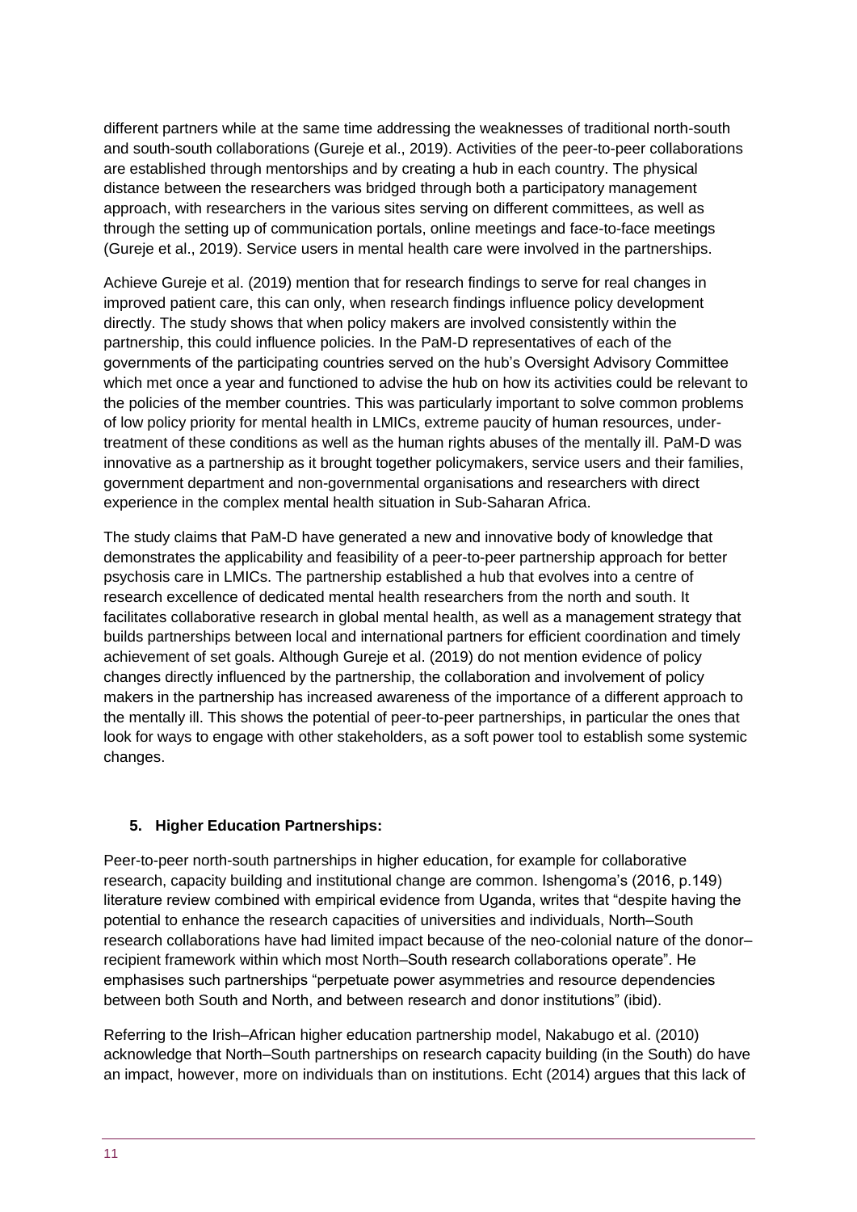different partners while at the same time addressing the weaknesses of traditional north-south and south-south collaborations (Gureje et al., 2019). Activities of the peer-to-peer collaborations are established through mentorships and by creating a hub in each country. The physical distance between the researchers was bridged through both a participatory management approach, with researchers in the various sites serving on different committees, as well as through the setting up of communication portals, online meetings and face-to-face meetings (Gureje et al., 2019). Service users in mental health care were involved in the partnerships.

Achieve Gureje et al. (2019) mention that for research findings to serve for real changes in improved patient care, this can only, when research findings influence policy development directly. The study shows that when policy makers are involved consistently within the partnership, this could influence policies. In the PaM-D representatives of each of the governments of the participating countries served on the hub's Oversight Advisory Committee which met once a year and functioned to advise the hub on how its activities could be relevant to the policies of the member countries. This was particularly important to solve common problems of low policy priority for mental health in LMICs, extreme paucity of human resources, under-treatment of these conditions as well as the human rights abuses of the mentally ill. PaM-D was innovative as a partnership as it brought together policymakers, service users and their families, government department and non-governmental organisations and researchers with direct experience in the complex mental health situation in Sub-Saharan Africa.

The study claims that PaM-D have generated a new and innovative body of knowledge that demonstrates the applicability and feasibility of a peer-to-peer partnership approach for better psychosis care in LMICs. The partnership established a hub that evolves into a centre of research excellence of dedicated mental health researchers from the north and south. It facilitates collaborative research in global mental health, as well as a management strategy that builds partnerships between local and international partners for efficient coordination and timely achievement of set goals. Although Gureje et al. (2019) do not mention evidence of policy changes directly influenced by the partnership, the collaboration and involvement of policy makers in the partnership has increased awareness of the importance of a different approach to the mentally ill. This shows the potential of peer-to-peer partnerships, in particular the ones that look for ways to engage with other stakeholders, as a soft power tool to establish some systemic changes.

## 5. Higher Education Partnerships:

Peer-to-peer north-south partnerships in higher education, for example for collaborative research, capacity building and institutional change are common. Ishengoma's (2016, p.149) literature review combined with empirical evidence from Uganda, writes that "despite having the potential to enhance the research capacities of universities and individuals, North–South research collaborations have had limited impact because of the neo-colonial nature of the donor–recipient framework within which most North–South research collaborations operate". He emphasises such partnerships "perpetuate power asymmetries and resource dependencies between both South and North, and between research and donor institutions" (ibid).

Referring to the Irish–African higher education partnership model, Nakabugo et al. (2010) acknowledge that North–South partnerships on research capacity building (in the South) do have an impact, however, more on individuals than on institutions. Echt (2014) argues that this lack of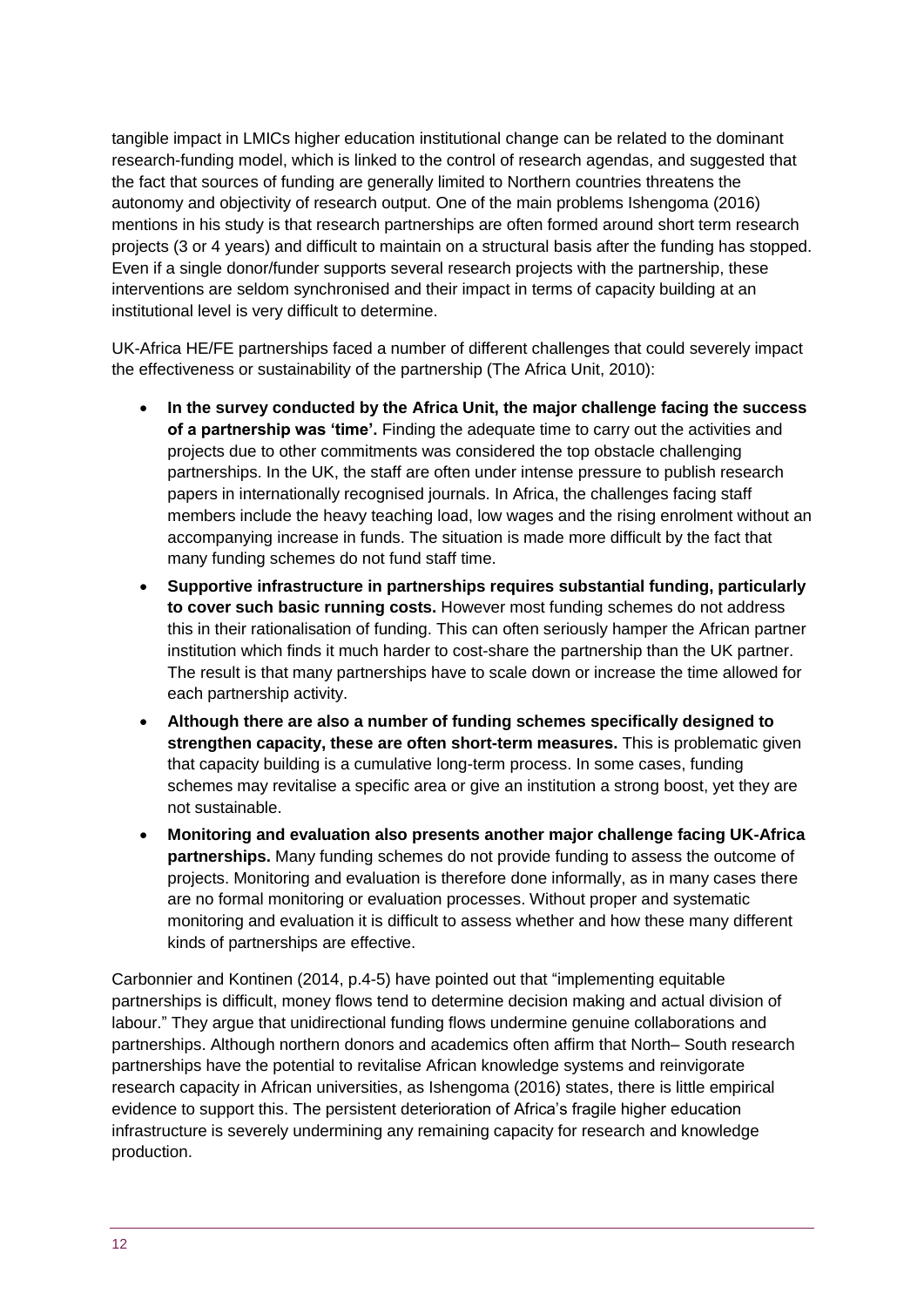tangible impact in LMICs higher education institutional change can be related to the dominant research-funding model, which is linked to the control of research agendas, and suggested that the fact that sources of funding are generally limited to Northern countries threatens the autonomy and objectivity of research output. One of the main problems Ishengoma (2016) mentions in his study is that research partnerships are often formed around short term research projects (3 or 4 years) and difficult to maintain on a structural basis after the funding has stopped. Even if a single donor/funder supports several research projects with the partnership, these interventions are seldom synchronised and their impact in terms of capacity building at an institutional level is very difficult to determine.

UK-Africa HE/FE partnerships faced a number of different challenges that could severely impact the effectiveness or sustainability of the partnership (The Africa Unit, 2010):

- **In the survey conducted by the Africa Unit, the major challenge facing the success of a partnership was 'time'.** Finding the adequate time to carry out the activities and projects due to other commitments was considered the top obstacle challenging partnerships. In the UK, the staff are often under intense pressure to publish research papers in internationally recognised journals. In Africa, the challenges facing staff members include the heavy teaching load, low wages and the rising enrolment without an accompanying increase in funds. The situation is made more difficult by the fact that many funding schemes do not fund staff time.
- **Supportive infrastructure in partnerships requires substantial funding, particularly to cover such basic running costs.** However most funding schemes do not address this in their rationalisation of funding. This can often seriously hamper the African partner institution which finds it much harder to cost-share the partnership than the UK partner. The result is that many partnerships have to scale down or increase the time allowed for each partnership activity.
- **Although there are also a number of funding schemes specifically designed to strengthen capacity, these are often short-term measures.** This is problematic given that capacity building is a cumulative long-term process. In some cases, funding schemes may revitalise a specific area or give an institution a strong boost, yet they are not sustainable.
- **Monitoring and evaluation also presents another major challenge facing UK-Africa partnerships.** Many funding schemes do not provide funding to assess the outcome of projects. Monitoring and evaluation is therefore done informally, as in many cases there are no formal monitoring or evaluation processes. Without proper and systematic monitoring and evaluation it is difficult to assess whether and how these many different kinds of partnerships are effective.

Carbonnier and Kontinen (2014, p.4-5) have pointed out that "implementing equitable partnerships is difficult, money flows tend to determine decision making and actual division of labour." They argue that unidirectional funding flows undermine genuine collaborations and partnerships. Although northern donors and academics often affirm that North– South research partnerships have the potential to revitalise African knowledge systems and reinvigorate research capacity in African universities, as Ishengoma (2016) states, there is little empirical evidence to support this. The persistent deterioration of Africa's fragile higher education infrastructure is severely undermining any remaining capacity for research and knowledge production.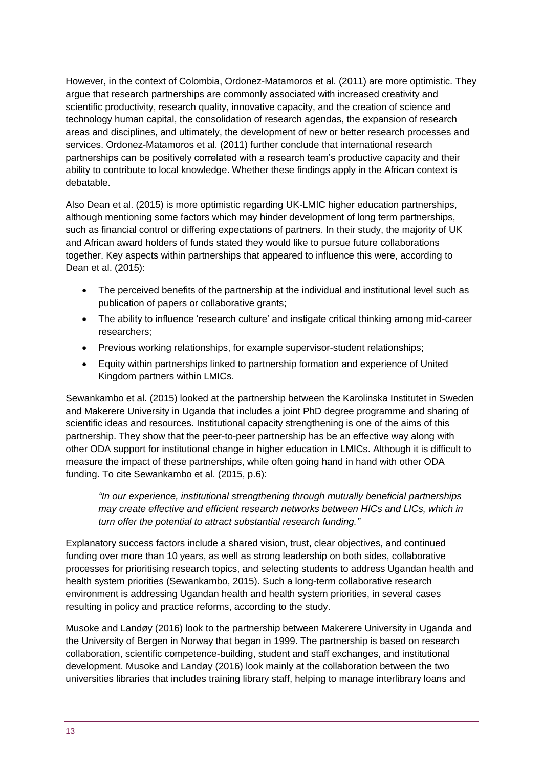However, in the context of Colombia, Ordonez-Matamoros et al. (2011) are more optimistic. They argue that research partnerships are commonly associated with increased creativity and scientific productivity, research quality, innovative capacity, and the creation of science and technology human capital, the consolidation of research agendas, the expansion of research areas and disciplines, and ultimately, the development of new or better research processes and services. Ordonez-Matamoros et al. (2011) further conclude that international research partnerships can be positively correlated with a research team's productive capacity and their ability to contribute to local knowledge. Whether these findings apply in the African context is debatable.

Also Dean et al. (2015) is more optimistic regarding UK-LMIC higher education partnerships, although mentioning some factors which may hinder development of long term partnerships, such as financial control or differing expectations of partners. In their study, the majority of UK and African award holders of funds stated they would like to pursue future collaborations together. Key aspects within partnerships that appeared to influence this were, according to Dean et al. (2015):

- The perceived benefits of the partnership at the individual and institutional level such as publication of papers or collaborative grants;
- The ability to influence 'research culture' and instigate critical thinking among mid-career researchers;
- Previous working relationships, for example supervisor-student relationships;
- Equity within partnerships linked to partnership formation and experience of United Kingdom partners within LMICs.

Sewankambo et al. (2015) looked at the partnership between the Karolinska Institutet in Sweden and Makerere University in Uganda that includes a joint PhD degree programme and sharing of scientific ideas and resources. Institutional capacity strengthening is one of the aims of this partnership. They show that the peer-to-peer partnership has be an effective way along with other ODA support for institutional change in higher education in LMICs. Although it is difficult to measure the impact of these partnerships, while often going hand in hand with other ODA funding. To cite Sewankambo et al. (2015, p.6):

> *"In our experience, institutional strengthening through mutually beneficial partnerships may create effective and efficient research networks between HICs and LICs, which in turn offer the potential to attract substantial research funding."*

Explanatory success factors include a shared vision, trust, clear objectives, and continued funding over more than 10 years, as well as strong leadership on both sides, collaborative processes for prioritising research topics, and selecting students to address Ugandan health and health system priorities (Sewankambo, 2015). Such a long-term collaborative research environment is addressing Ugandan health and health system priorities, in several cases resulting in policy and practice reforms, according to the study.

Musoke and Landøy (2016) look to the partnership between Makerere University in Uganda and the University of Bergen in Norway that began in 1999. The partnership is based on research collaboration, scientific competence-building, student and staff exchanges, and institutional development. Musoke and Landøy (2016) look mainly at the collaboration between the two universities libraries that includes training library staff, helping to manage interlibrary loans and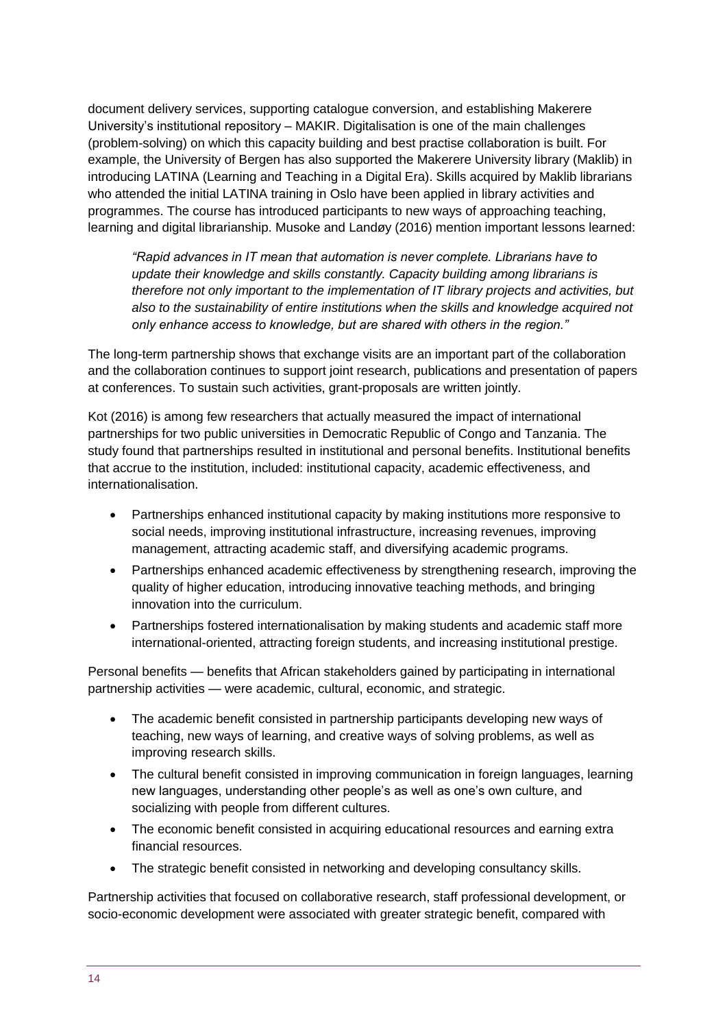document delivery services, supporting catalogue conversion, and establishing Makerere University's institutional repository – MAKIR. Digitalisation is one of the main challenges (problem-solving) on which this capacity building and best practise collaboration is built. For example, the University of Bergen has also supported the Makerere University library (Maklib) in introducing LATINA (Learning and Teaching in a Digital Era). Skills acquired by Maklib librarians who attended the initial LATINA training in Oslo have been applied in library activities and programmes. The course has introduced participants to new ways of approaching teaching, learning and digital librarianship. Musoke and Landøy (2016) mention important lessons learned:

> *"Rapid advances in IT mean that automation is never complete. Librarians have to update their knowledge and skills constantly. Capacity building among librarians is therefore not only important to the implementation of IT library projects and activities, but also to the sustainability of entire institutions when the skills and knowledge acquired not only enhance access to knowledge, but are shared with others in the region."*

The long-term partnership shows that exchange visits are an important part of the collaboration and the collaboration continues to support joint research, publications and presentation of papers at conferences. To sustain such activities, grant-proposals are written jointly.

Kot (2016) is among few researchers that actually measured the impact of international partnerships for two public universities in Democratic Republic of Congo and Tanzania. The study found that partnerships resulted in institutional and personal benefits. Institutional benefits that accrue to the institution, included: institutional capacity, academic effectiveness, and internationalisation.

- Partnerships enhanced institutional capacity by making institutions more responsive to social needs, improving institutional infrastructure, increasing revenues, improving management, attracting academic staff, and diversifying academic programs.
- Partnerships enhanced academic effectiveness by strengthening research, improving the quality of higher education, introducing innovative teaching methods, and bringing innovation into the curriculum.
- Partnerships fostered internationalisation by making students and academic staff more international-oriented, attracting foreign students, and increasing institutional prestige.

Personal benefits — benefits that African stakeholders gained by participating in international partnership activities — were academic, cultural, economic, and strategic.

- The academic benefit consisted in partnership participants developing new ways of teaching, new ways of learning, and creative ways of solving problems, as well as improving research skills.
- The cultural benefit consisted in improving communication in foreign languages, learning new languages, understanding other people's as well as one's own culture, and socializing with people from different cultures.
- The economic benefit consisted in acquiring educational resources and earning extra financial resources.
- The strategic benefit consisted in networking and developing consultancy skills.

Partnership activities that focused on collaborative research, staff professional development, or socio-economic development were associated with greater strategic benefit, compared with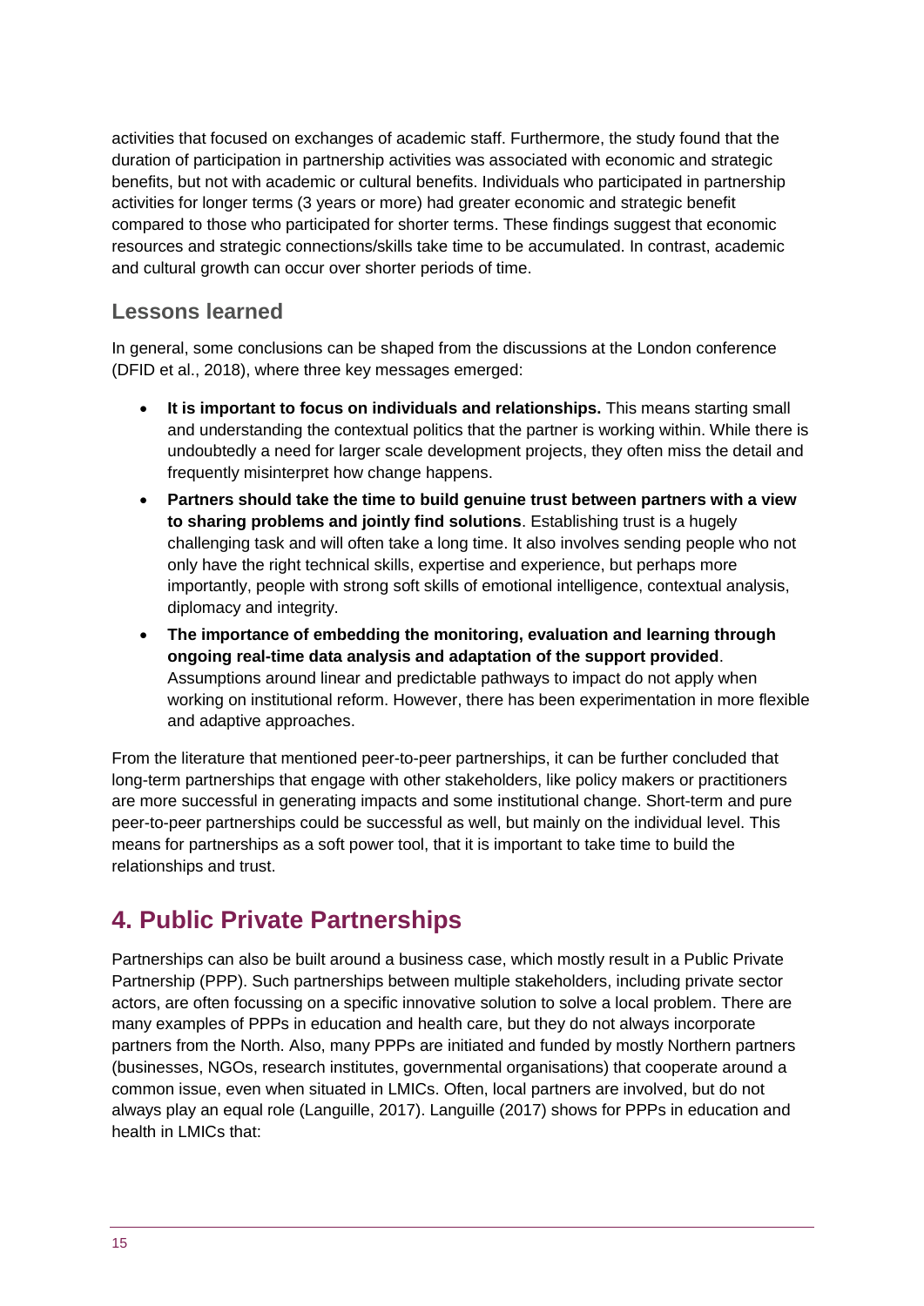activities that focused on exchanges of academic staff. Furthermore, the study found that the duration of participation in partnership activities was associated with economic and strategic benefits, but not with academic or cultural benefits. Individuals who participated in partnership activities for longer terms (3 years or more) had greater economic and strategic benefit compared to those who participated for shorter terms. These findings suggest that economic resources and strategic connections/skills take time to be accumulated. In contrast, academic and cultural growth can occur over shorter periods of time.

### Lessons learned

In general, some conclusions can be shaped from the discussions at the London conference (DFID et al., 2018), where three key messages emerged:

- **It is important to focus on individuals and relationships.** This means starting small and understanding the contextual politics that the partner is working within. While there is undoubtedly a need for larger scale development projects, they often miss the detail and frequently misinterpret how change happens.
- **Partners should take the time to build genuine trust between partners with a view to sharing problems and jointly find solutions**. Establishing trust is a hugely challenging task and will often take a long time. It also involves sending people who not only have the right technical skills, expertise and experience, but perhaps more importantly, people with strong soft skills of emotional intelligence, contextual analysis, diplomacy and integrity.
- **The importance of embedding the monitoring, evaluation and learning through ongoing real-time data analysis and adaptation of the support provided**. Assumptions around linear and predictable pathways to impact do not apply when working on institutional reform. However, there has been experimentation in more flexible and adaptive approaches.

From the literature that mentioned peer-to-peer partnerships, it can be further concluded that long-term partnerships that engage with other stakeholders, like policy makers or practitioners are more successful in generating impacts and some institutional change. Short-term and pure peer-to-peer partnerships could be successful as well, but mainly on the individual level. This means for partnerships as a soft power tool, that it is important to take time to build the relationships and trust.

## 4. Public Private Partnerships

Partnerships can also be built around a business case, which mostly result in a Public Private Partnership (PPP). Such partnerships between multiple stakeholders, including private sector actors, are often focussing on a specific innovative solution to solve a local problem. There are many examples of PPPs in education and health care, but they do not always incorporate partners from the North. Also, many PPPs are initiated and funded by mostly Northern partners (businesses, NGOs, research institutes, governmental organisations) that cooperate around a common issue, even when situated in LMICs. Often, local partners are involved, but do not always play an equal role (Languille, 2017). Languille (2017) shows for PPPs in education and health in LMICs that: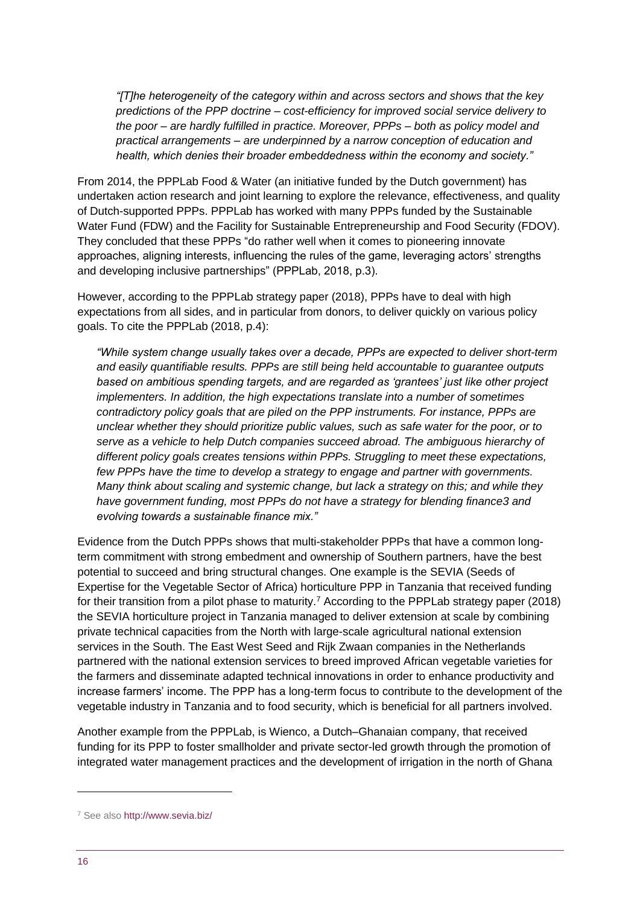> *"[T]he heterogeneity of the category within and across sectors and shows that the key predictions of the PPP doctrine – cost-efficiency for improved social service delivery to the poor – are hardly fulfilled in practice. Moreover, PPPs – both as policy model and practical arrangements – are underpinned by a narrow conception of education and health, which denies their broader embeddedness within the economy and society."*

From 2014, the PPPLab Food & Water (an initiative funded by the Dutch government) has undertaken action research and joint learning to explore the relevance, effectiveness, and quality of Dutch-supported PPPs. PPPLab has worked with many PPPs funded by the Sustainable Water Fund (FDW) and the Facility for Sustainable Entrepreneurship and Food Security (FDOV). They concluded that these PPPs "do rather well when it comes to pioneering innovate approaches, aligning interests, influencing the rules of the game, leveraging actors' strengths and developing inclusive partnerships" (PPPLab, 2018, p.3).

However, according to the PPPLab strategy paper (2018), PPPs have to deal with high expectations from all sides, and in particular from donors, to deliver quickly on various policy goals. To cite the PPPLab (2018, p.4):

> *"While system change usually takes over a decade, PPPs are expected to deliver short-term and easily quantifiable results. PPPs are still being held accountable to guarantee outputs based on ambitious spending targets, and are regarded as 'grantees' just like other project implementers. In addition, the high expectations translate into a number of sometimes contradictory policy goals that are piled on the PPP instruments. For instance, PPPs are unclear whether they should prioritize public values, such as safe water for the poor, or to serve as a vehicle to help Dutch companies succeed abroad. The ambiguous hierarchy of different policy goals creates tensions within PPPs. Struggling to meet these expectations, few PPPs have the time to develop a strategy to engage and partner with governments. Many think about scaling and systemic change, but lack a strategy on this; and while they have government funding, most PPPs do not have a strategy for blending finance3 and evolving towards a sustainable finance mix."*

Evidence from the Dutch PPPs shows that multi-stakeholder PPPs that have a common long-term commitment with strong embedment and ownership of Southern partners, have the best potential to succeed and bring structural changes. One example is the SEVIA (Seeds of Expertise for the Vegetable Sector of Africa) horticulture PPP in Tanzania that received funding for their transition from a pilot phase to maturity.[7] According to the PPPLab strategy paper (2018) the SEVIA horticulture project in Tanzania managed to deliver extension at scale by combining private technical capacities from the North with large-scale agricultural national extension services in the South. The East West Seed and Rijk Zwaan companies in the Netherlands partnered with the national extension services to breed improved African vegetable varieties for the farmers and disseminate adapted technical innovations in order to enhance productivity and increase farmers' income. The PPP has a long-term focus to contribute to the development of the vegetable industry in Tanzania and to food security, which is beneficial for all partners involved.

Another example from the PPPLab, is Wienco, a Dutch–Ghanaian company, that received funding for its PPP to foster smallholder and private sector-led growth through the promotion of integrated water management practices and the development of irrigation in the north of Ghana

---

[7] See also http://www.sevia.biz/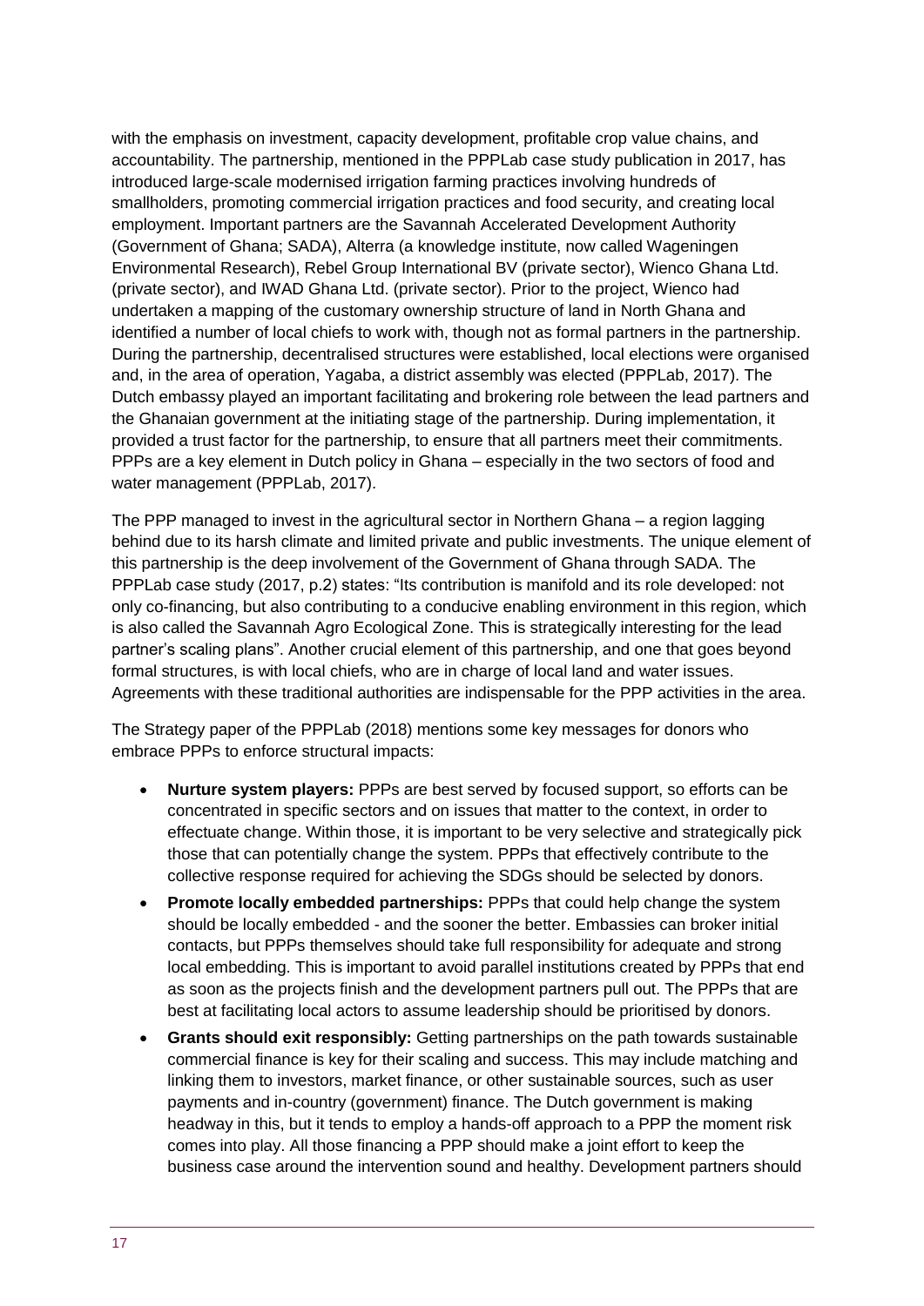with the emphasis on investment, capacity development, profitable crop value chains, and accountability. The partnership, mentioned in the PPPLab case study publication in 2017, has introduced large-scale modernised irrigation farming practices involving hundreds of smallholders, promoting commercial irrigation practices and food security, and creating local employment. Important partners are the Savannah Accelerated Development Authority (Government of Ghana; SADA), Alterra (a knowledge institute, now called Wageningen Environmental Research), Rebel Group International BV (private sector), Wienco Ghana Ltd. (private sector), and IWAD Ghana Ltd. (private sector). Prior to the project, Wienco had undertaken a mapping of the customary ownership structure of land in North Ghana and identified a number of local chiefs to work with, though not as formal partners in the partnership. During the partnership, decentralised structures were established, local elections were organised and, in the area of operation, Yagaba, a district assembly was elected (PPPLab, 2017). The Dutch embassy played an important facilitating and brokering role between the lead partners and the Ghanaian government at the initiating stage of the partnership. During implementation, it provided a trust factor for the partnership, to ensure that all partners meet their commitments. PPPs are a key element in Dutch policy in Ghana – especially in the two sectors of food and water management (PPPLab, 2017).

The PPP managed to invest in the agricultural sector in Northern Ghana – a region lagging behind due to its harsh climate and limited private and public investments. The unique element of this partnership is the deep involvement of the Government of Ghana through SADA. The PPPLab case study (2017, p.2) states: "Its contribution is manifold and its role developed: not only co-financing, but also contributing to a conducive enabling environment in this region, which is also called the Savannah Agro Ecological Zone. This is strategically interesting for the lead partner's scaling plans". Another crucial element of this partnership, and one that goes beyond formal structures, is with local chiefs, who are in charge of local land and water issues. Agreements with these traditional authorities are indispensable for the PPP activities in the area.

The Strategy paper of the PPPLab (2018) mentions some key messages for donors who embrace PPPs to enforce structural impacts:

- **Nurture system players:** PPPs are best served by focused support, so efforts can be concentrated in specific sectors and on issues that matter to the context, in order to effectuate change. Within those, it is important to be very selective and strategically pick those that can potentially change the system. PPPs that effectively contribute to the collective response required for achieving the SDGs should be selected by donors.
- **Promote locally embedded partnerships:** PPPs that could help change the system should be locally embedded - and the sooner the better. Embassies can broker initial contacts, but PPPs themselves should take full responsibility for adequate and strong local embedding. This is important to avoid parallel institutions created by PPPs that end as soon as the projects finish and the development partners pull out. The PPPs that are best at facilitating local actors to assume leadership should be prioritised by donors.
- **Grants should exit responsibly:** Getting partnerships on the path towards sustainable commercial finance is key for their scaling and success. This may include matching and linking them to investors, market finance, or other sustainable sources, such as user payments and in-country (government) finance. The Dutch government is making headway in this, but it tends to employ a hands-off approach to a PPP the moment risk comes into play. All those financing a PPP should make a joint effort to keep the business case around the intervention sound and healthy. Development partners should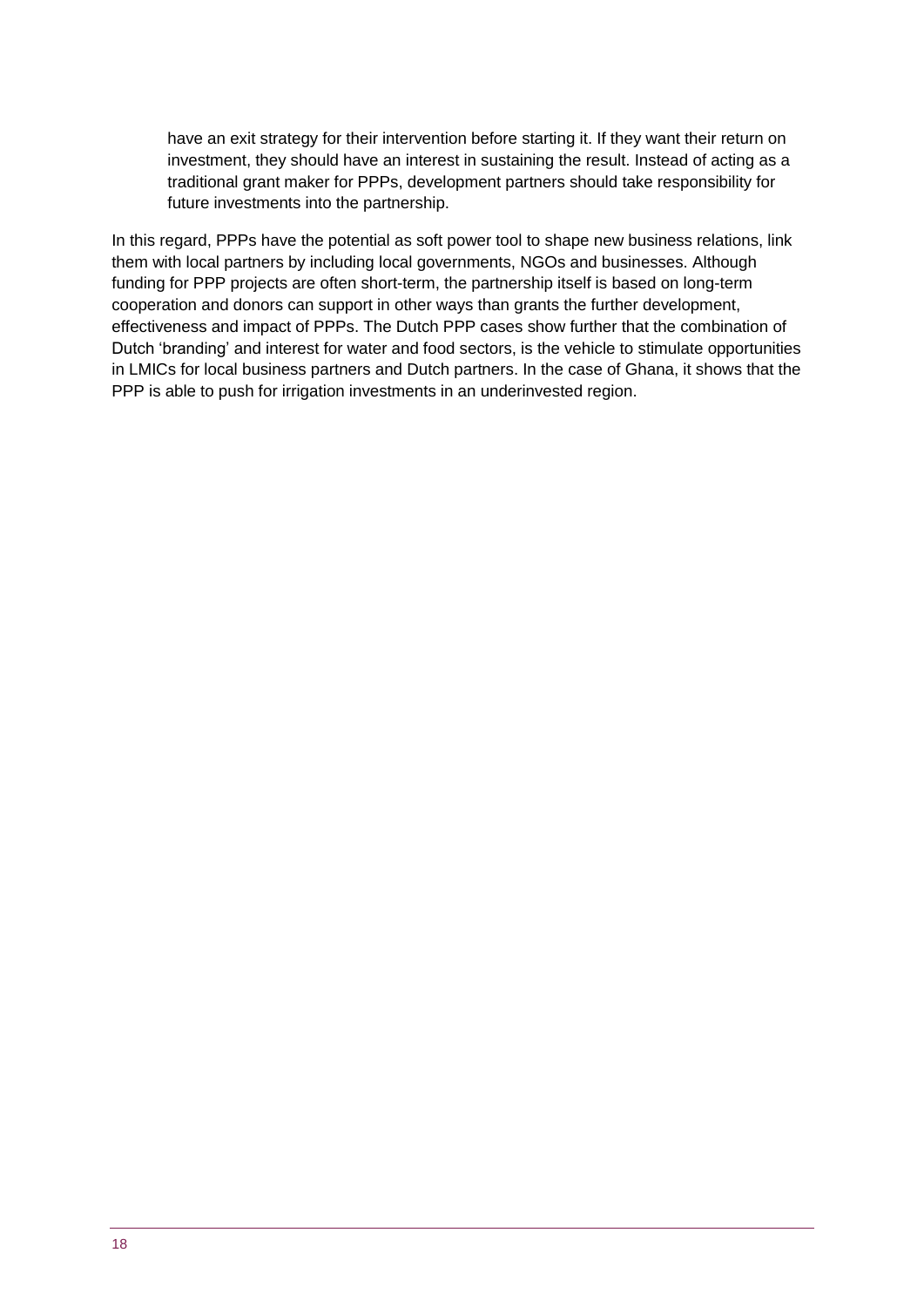> have an exit strategy for their intervention before starting it. If they want their return on investment, they should have an interest in sustaining the result. Instead of acting as a traditional grant maker for PPPs, development partners should take responsibility for future investments into the partnership.

In this regard, PPPs have the potential as soft power tool to shape new business relations, link them with local partners by including local governments, NGOs and businesses. Although funding for PPP projects are often short-term, the partnership itself is based on long-term cooperation and donors can support in other ways than grants the further development, effectiveness and impact of PPPs. The Dutch PPP cases show further that the combination of Dutch 'branding' and interest for water and food sectors, is the vehicle to stimulate opportunities in LMICs for local business partners and Dutch partners. In the case of Ghana, it shows that the PPP is able to push for irrigation investments in an underinvested region.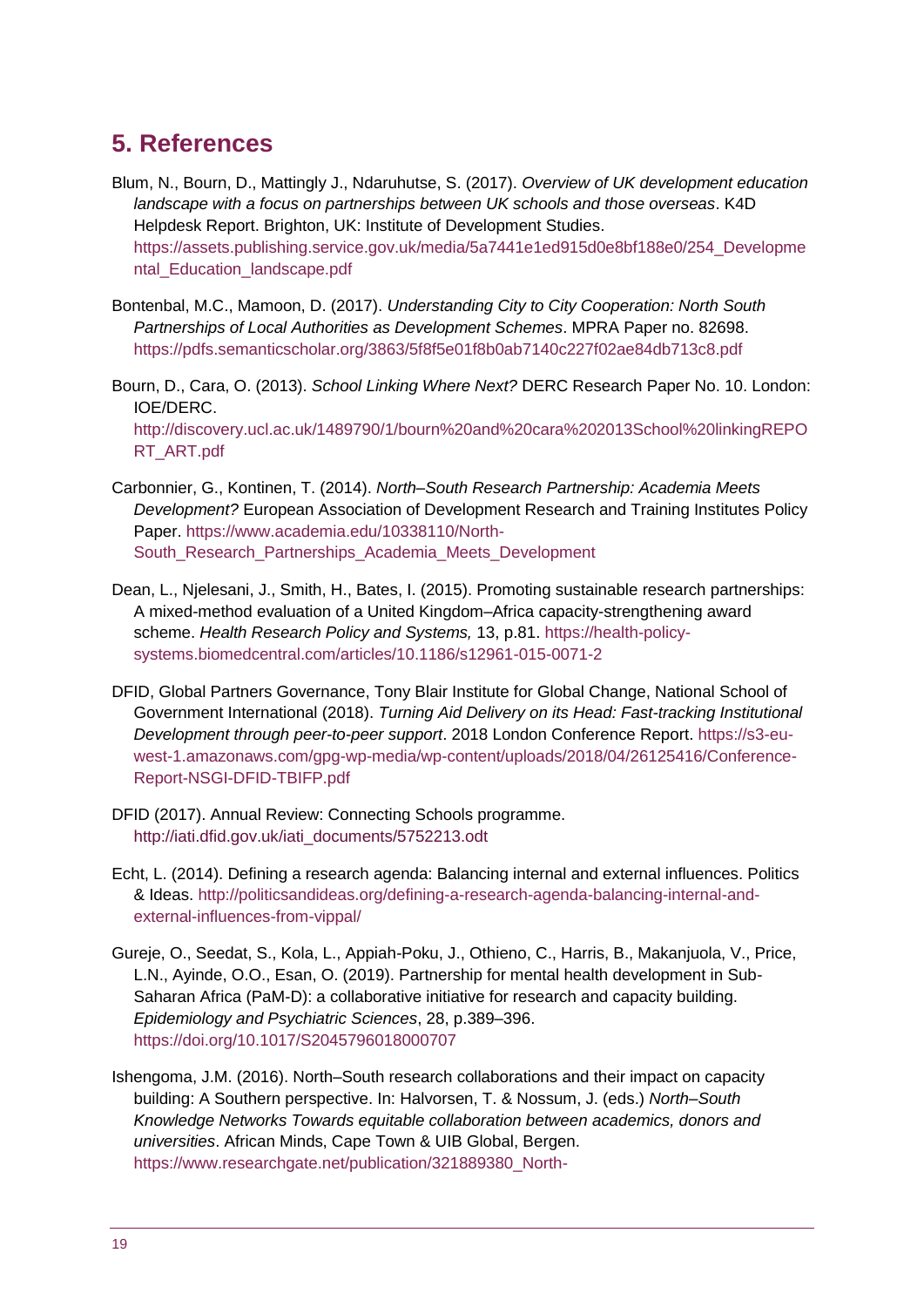## 5. References

Blum, N., Bourn, D., Mattingly J., Ndaruhutse, S. (2017). *Overview of UK development education landscape with a focus on partnerships between UK schools and those overseas*. K4D Helpdesk Report. Brighton, UK: Institute of Development Studies. https://assets.publishing.service.gov.uk/media/5a7441e1ed915d0e8bf188e0/254_Developmental_Education_landscape.pdf

Bontenbal, M.C., Mamoon, D. (2017). *Understanding City to City Cooperation: North South Partnerships of Local Authorities as Development Schemes*. MPRA Paper no. 82698. https://pdfs.semanticscholar.org/3863/5f8f5e01f8b0ab7140c227f02ae84db713c8.pdf

Bourn, D., Cara, O. (2013). *School Linking Where Next?* DERC Research Paper No. 10. London: IOE/DERC. http://discovery.ucl.ac.uk/1489790/1/bourn%20and%20cara%202013School%20linkingREPORT_ART.pdf

Carbonnier, G., Kontinen, T. (2014). *North–South Research Partnership: Academia Meets Development?* European Association of Development Research and Training Institutes Policy Paper. https://www.academia.edu/10338110/North-South_Research_Partnerships_Academia_Meets_Development

Dean, L., Njelesani, J., Smith, H., Bates, I. (2015). Promoting sustainable research partnerships: A mixed-method evaluation of a United Kingdom–Africa capacity-strengthening award scheme. *Health Research Policy and Systems,* 13, p.81. https://health-policy-systems.biomedcentral.com/articles/10.1186/s12961-015-0071-2

DFID, Global Partners Governance, Tony Blair Institute for Global Change, National School of Government International (2018). *Turning Aid Delivery on its Head: Fast-tracking Institutional Development through peer-to-peer support*. 2018 London Conference Report. https://s3-eu-west-1.amazonaws.com/gpg-wp-media/wp-content/uploads/2018/04/26125416/Conference-Report-NSGI-DFID-TBIFP.pdf

DFID (2017). Annual Review: Connecting Schools programme. http://iati.dfid.gov.uk/iati_documents/5752213.odt

Echt, L. (2014). Defining a research agenda: Balancing internal and external influences. Politics & Ideas. http://politicsandideas.org/defining-a-research-agenda-balancing-internal-and-external-influences-from-vippal/

Gureje, O., Seedat, S., Kola, L., Appiah-Poku, J., Othieno, C., Harris, B., Makanjuola, V., Price, L.N., Ayinde, O.O., Esan, O. (2019). Partnership for mental health development in Sub-Saharan Africa (PaM-D): a collaborative initiative for research and capacity building. *Epidemiology and Psychiatric Sciences*, 28, p.389–396. https://doi.org/10.1017/S2045796018000707

Ishengoma, J.M. (2016). North–South research collaborations and their impact on capacity building: A Southern perspective. In: Halvorsen, T. & Nossum, J. (eds.) *North–South Knowledge Networks Towards equitable collaboration between academics, donors and universities*. African Minds, Cape Town & UIB Global, Bergen. https://www.researchgate.net/publication/321889380_North-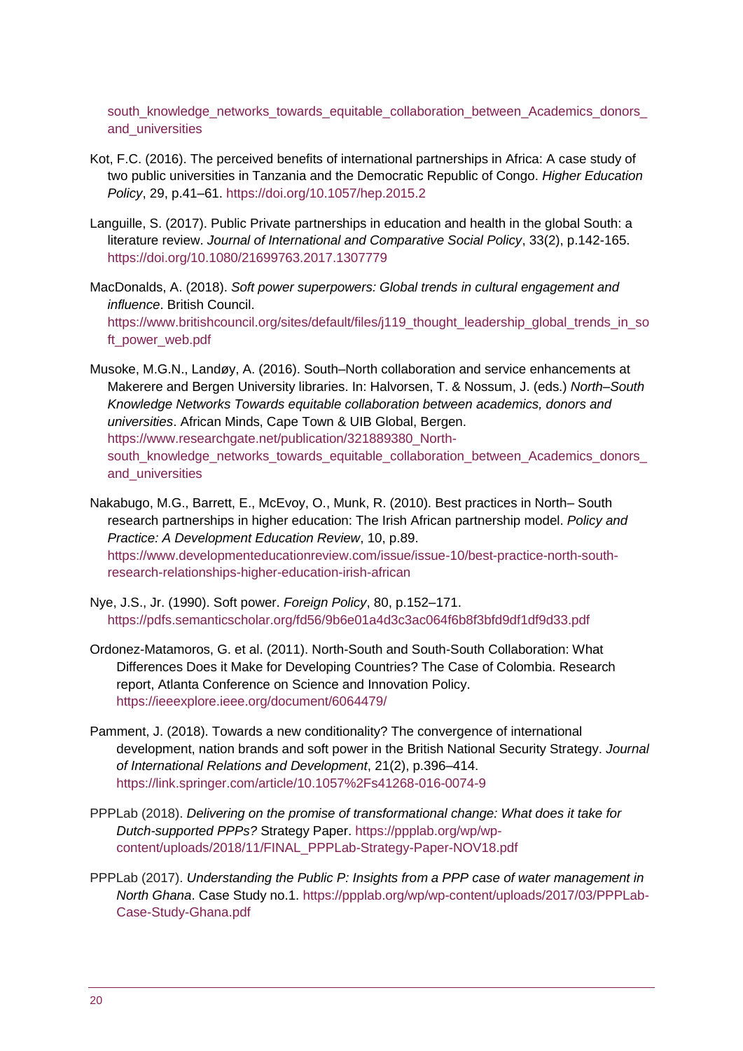south_knowledge_networks_towards_equitable_collaboration_between_Academics_donors_and_universities

Kot, F.C. (2016). The perceived benefits of international partnerships in Africa: A case study of two public universities in Tanzania and the Democratic Republic of Congo. *Higher Education Policy*, 29, p.41–61. https://doi.org/10.1057/hep.2015.2

Languille, S. (2017). Public Private partnerships in education and health in the global South: a literature review. *Journal of International and Comparative Social Policy*, 33(2), p.142-165. https://doi.org/10.1080/21699763.2017.1307779

MacDonalds, A. (2018). *Soft power superpowers: Global trends in cultural engagement and influence*. British Council. https://www.britishcouncil.org/sites/default/files/j119_thought_leadership_global_trends_in_soft_power_web.pdf

Musoke, M.G.N., Landøy, A. (2016). South–North collaboration and service enhancements at Makerere and Bergen University libraries. In: Halvorsen, T. & Nossum, J. (eds.) *North–South Knowledge Networks Towards equitable collaboration between academics, donors and universities*. African Minds, Cape Town & UIB Global, Bergen. https://www.researchgate.net/publication/321889380_North-south_knowledge_networks_towards_equitable_collaboration_between_Academics_donors_and_universities

Nakabugo, M.G., Barrett, E., McEvoy, O., Munk, R. (2010). Best practices in North– South research partnerships in higher education: The Irish African partnership model. *Policy and Practice: A Development Education Review*, 10, p.89. https://www.developmenteducationreview.com/issue/issue-10/best-practice-north-south-research-relationships-higher-education-irish-african

Nye, J.S., Jr. (1990). Soft power. *Foreign Policy*, 80, p.152–171. https://pdfs.semanticscholar.org/fd56/9b6e01a4d3c3ac064f6b8f3bfd9df1df9d33.pdf

Ordonez-Matamoros, G. et al. (2011). North-South and South-South Collaboration: What Differences Does it Make for Developing Countries? The Case of Colombia. Research report, Atlanta Conference on Science and Innovation Policy. https://ieeexplore.ieee.org/document/6064479/

Pamment, J. (2018). Towards a new conditionality? The convergence of international development, nation brands and soft power in the British National Security Strategy. *Journal of International Relations and Development*, 21(2), p.396–414. https://link.springer.com/article/10.1057%2Fs41268-016-0074-9

PPPLab (2018). *Delivering on the promise of transformational change: What does it take for Dutch-supported PPPs?* Strategy Paper. https://ppplab.org/wp/wp-content/uploads/2018/11/FINAL_PPPLab-Strategy-Paper-NOV18.pdf

PPPLab (2017). *Understanding the Public P: Insights from a PPP case of water management in North Ghana*. Case Study no.1. https://ppplab.org/wp/wp-content/uploads/2017/03/PPPLab-Case-Study-Ghana.pdf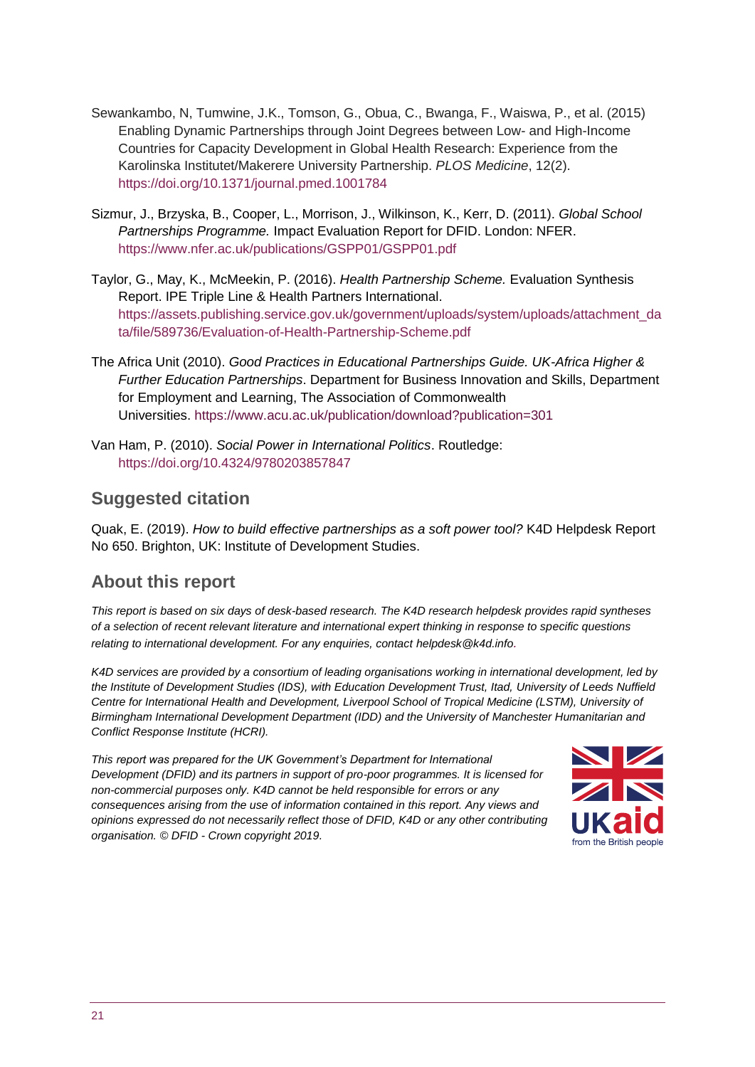Sewankambo, N, Tumwine, J.K., Tomson, G., Obua, C., Bwanga, F., Waiswa, P., et al. (2015) Enabling Dynamic Partnerships through Joint Degrees between Low- and High-Income Countries for Capacity Development in Global Health Research: Experience from the Karolinska Institutet/Makerere University Partnership. *PLOS Medicine*, 12(2). https://doi.org/10.1371/journal.pmed.1001784

Sizmur, J., Brzyska, B., Cooper, L., Morrison, J., Wilkinson, K., Kerr, D. (2011). *Global School Partnerships Programme.* Impact Evaluation Report for DFID. London: NFER. https://www.nfer.ac.uk/publications/GSPP01/GSPP01.pdf

Taylor, G., May, K., McMeekin, P. (2016). *Health Partnership Scheme.* Evaluation Synthesis Report. IPE Triple Line & Health Partners International. https://assets.publishing.service.gov.uk/government/uploads/system/uploads/attachment_data/file/589736/Evaluation-of-Health-Partnership-Scheme.pdf

The Africa Unit (2010). *Good Practices in Educational Partnerships Guide. UK-Africa Higher & Further Education Partnerships*. Department for Business Innovation and Skills, Department for Employment and Learning, The Association of Commonwealth Universities. https://www.acu.ac.uk/publication/download?publication=301

Van Ham, P. (2010). *Social Power in International Politics*. Routledge: https://doi.org/10.4324/9780203857847

## Suggested citation

Quak, E. (2019). *How to build effective partnerships as a soft power tool?* K4D Helpdesk Report No 650. Brighton, UK: Institute of Development Studies.

## About this report

*This report is based on six days of desk-based research. The K4D research helpdesk provides rapid syntheses of a selection of recent relevant literature and international expert thinking in response to specific questions relating to international development. For any enquiries, contact helpdesk@k4d.info.*

*K4D services are provided by a consortium of leading organisations working in international development, led by the Institute of Development Studies (IDS), with Education Development Trust, Itad, University of Leeds Nuffield Centre for International Health and Development, Liverpool School of Tropical Medicine (LSTM), University of Birmingham International Development Department (IDD) and the University of Manchester Humanitarian and Conflict Response Institute (HCRI).*

*This report was prepared for the UK Government's Department for International Development (DFID) and its partners in support of pro-poor programmes. It is licensed for non-commercial purposes only. K4D cannot be held responsible for errors or any consequences arising from the use of information contained in this report. Any views and opinions expressed do not necessarily reflect those of DFID, K4D or any other contributing organisation. © DFID - Crown copyright 2019.*

UKaid
from the British people